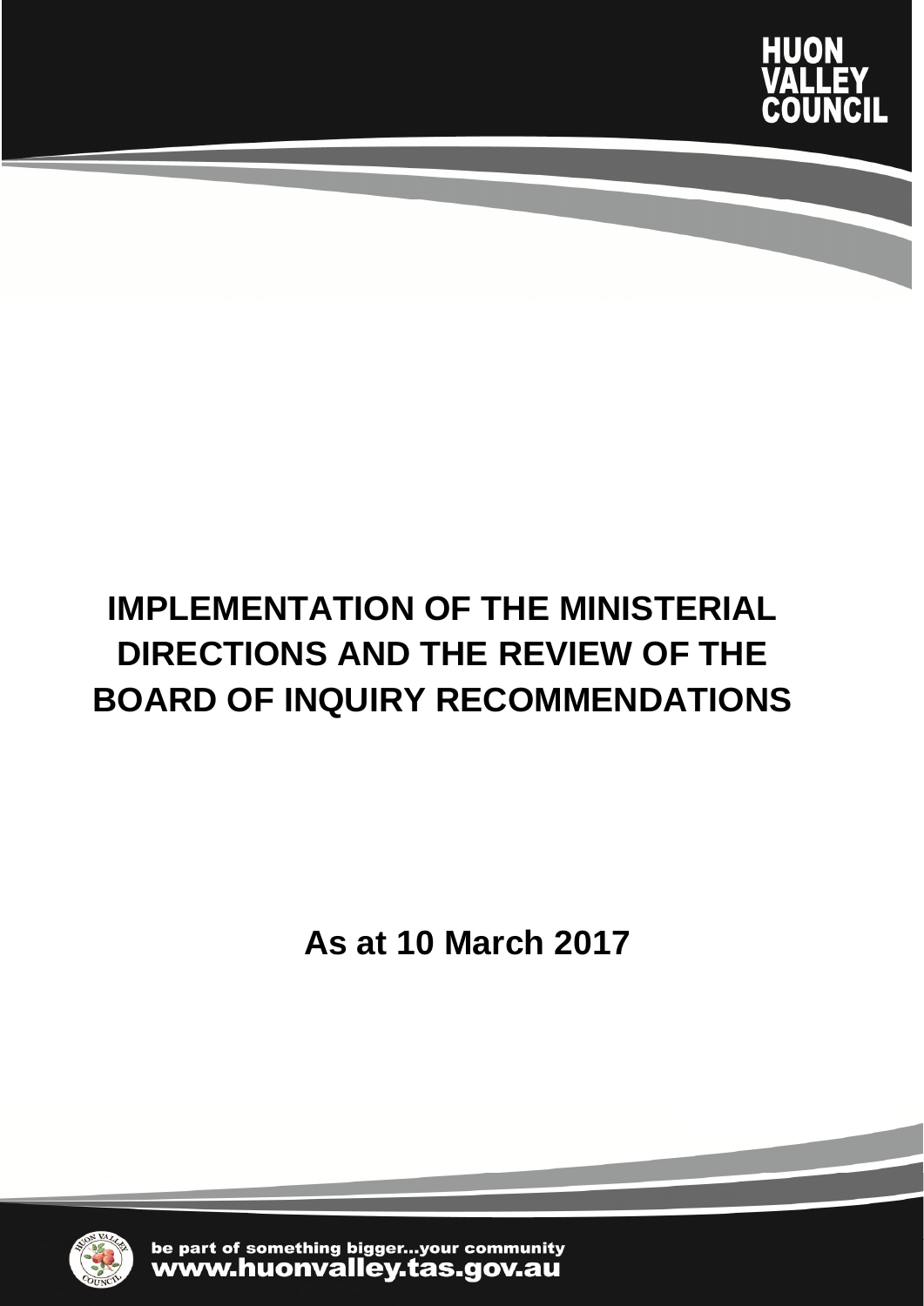HUON VALLEY COUNCIL

# IMPLEMENTATION OF THE MINISTERIAL DIRECTIONS AND THE REVIEW OF THE BOARD OF INQUIRY RECOMMENDATIONS

## As at 10 March 2017

be part of something bigger...your community
www.huonvalley.tas.gov.au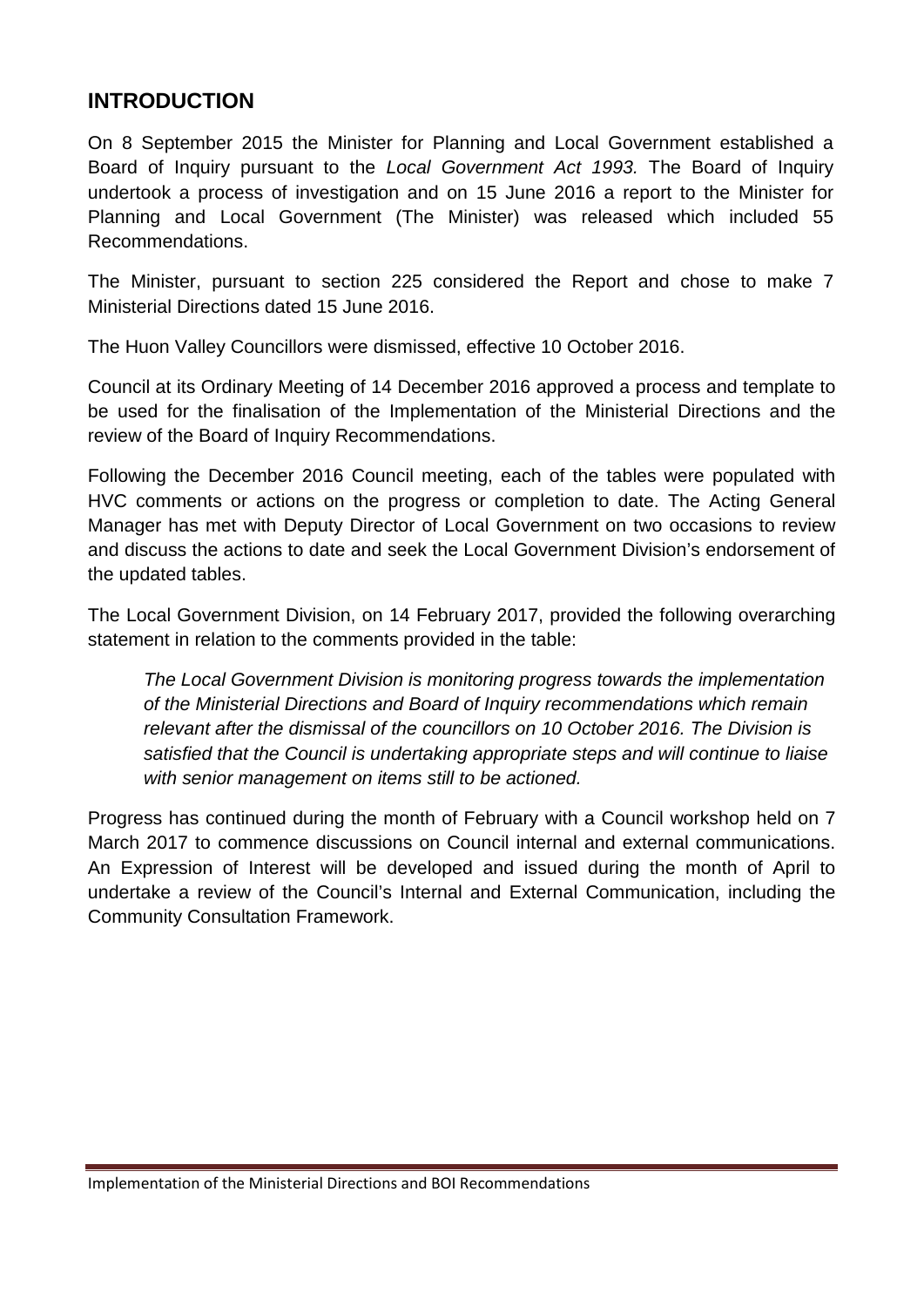## INTRODUCTION

On 8 September 2015 the Minister for Planning and Local Government established a Board of Inquiry pursuant to the *Local Government Act 1993.* The Board of Inquiry undertook a process of investigation and on 15 June 2016 a report to the Minister for Planning and Local Government (The Minister) was released which included 55 Recommendations.

The Minister, pursuant to section 225 considered the Report and chose to make 7 Ministerial Directions dated 15 June 2016.

The Huon Valley Councillors were dismissed, effective 10 October 2016.

Council at its Ordinary Meeting of 14 December 2016 approved a process and template to be used for the finalisation of the Implementation of the Ministerial Directions and the review of the Board of Inquiry Recommendations.

Following the December 2016 Council meeting, each of the tables were populated with HVC comments or actions on the progress or completion to date. The Acting General Manager has met with Deputy Director of Local Government on two occasions to review and discuss the actions to date and seek the Local Government Division's endorsement of the updated tables.

The Local Government Division, on 14 February 2017, provided the following overarching statement in relation to the comments provided in the table:

> *The Local Government Division is monitoring progress towards the implementation of the Ministerial Directions and Board of Inquiry recommendations which remain relevant after the dismissal of the councillors on 10 October 2016. The Division is satisfied that the Council is undertaking appropriate steps and will continue to liaise with senior management on items still to be actioned.*

Progress has continued during the month of February with a Council workshop held on 7 March 2017 to commence discussions on Council internal and external communications. An Expression of Interest will be developed and issued during the month of April to undertake a review of the Council's Internal and External Communication, including the Community Consultation Framework.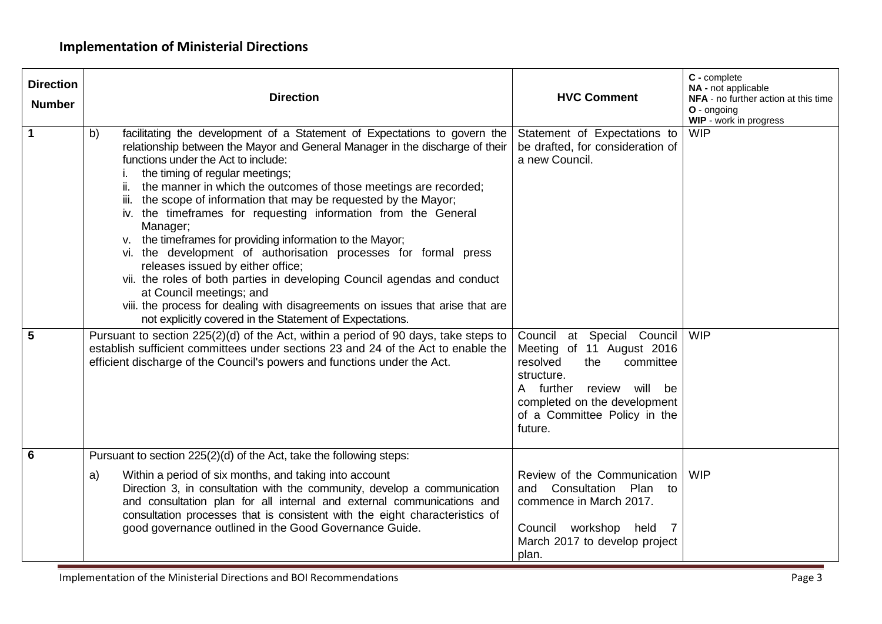## Implementation of Ministerial Directions

| Direction Number | Direction | HVC Comment | C - complete<br>NA - not applicable<br>NFA - no further action at this time<br>O - ongoing<br>WIP - work in progress |
|---|---|---|---|
| 1 | b) facilitating the development of a Statement of Expectations to govern the relationship between the Mayor and General Manager in the discharge of their functions under the Act to include:<br>i. the timing of regular meetings;<br>ii. the manner in which the outcomes of those meetings are recorded;<br>iii. the scope of information that may be requested by the Mayor;<br>iv. the timeframes for requesting information from the General Manager;<br>v. the timeframes for providing information to the Mayor;<br>vi. the development of authorisation processes for formal press releases issued by either office;<br>vii. the roles of both parties in developing Council agendas and conduct at Council meetings; and<br>viii. the process for dealing with disagreements on issues that arise that are not explicitly covered in the Statement of Expectations. | Statement of Expectations to be drafted, for consideration of a new Council. | WIP |
| 5 | Pursuant to section 225(2)(d) of the Act, within a period of 90 days, take steps to establish sufficient committees under sections 23 and 24 of the Act to enable the efficient discharge of the Council's powers and functions under the Act. | Council at Special Council Meeting of 11 August 2016 resolved the committee structure.<br>A further review will be completed on the development of a Committee Policy in the future. | WIP |
| 6 | Pursuant to section 225(2)(d) of the Act, take the following steps:<br>a) Within a period of six months, and taking into account Direction 3, in consultation with the community, develop a communication and consultation plan for all internal and external communications and consultation processes that is consistent with the eight characteristics of good governance outlined in the Good Governance Guide. | Review of the Communication and Consultation Plan to commence in March 2017.<br><br>Council workshop held 7 March 2017 to develop project plan. | WIP |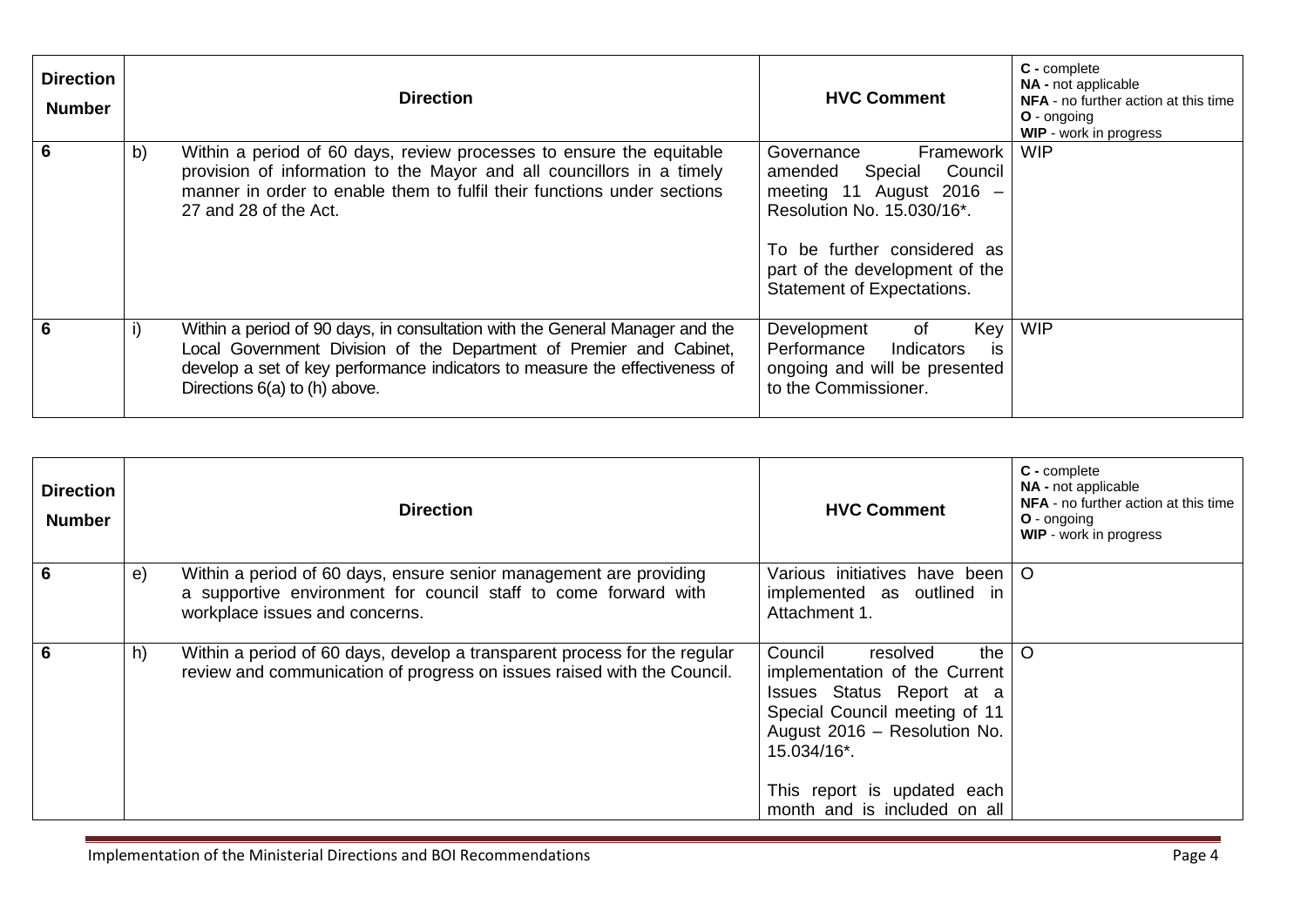| Direction Number | | Direction | HVC Comment | C - complete<br>NA - not applicable<br>NFA - no further action at this time<br>O - ongoing<br>WIP - work in progress |
|---|---|---|---|---|
| 6 | b) | Within a period of 60 days, review processes to ensure the equitable provision of information to the Mayor and all councillors in a timely manner in order to enable them to fulfil their functions under sections 27 and 28 of the Act. | Governance Framework amended Special Council meeting 11 August 2016 – Resolution No. 15.030/16*.<br><br>To be further considered as part of the development of the Statement of Expectations. | WIP |
| 6 | i) | Within a period of 90 days, in consultation with the General Manager and the Local Government Division of the Department of Premier and Cabinet, develop a set of key performance indicators to measure the effectiveness of Directions 6(a) to (h) above. | Development of Key Performance Indicators is ongoing and will be presented to the Commissioner. | WIP |

| Direction Number | | Direction | HVC Comment | C - complete<br>NA - not applicable<br>NFA - no further action at this time<br>O - ongoing<br>WIP - work in progress |
|---|---|---|---|---|
| 6 | e) | Within a period of 60 days, ensure senior management are providing a supportive environment for council staff to come forward with workplace issues and concerns. | Various initiatives have been implemented as outlined in Attachment 1. | O |
| 6 | h) | Within a period of 60 days, develop a transparent process for the regular review and communication of progress on issues raised with the Council. | Council resolved the implementation of the Current Issues Status Report at a Special Council meeting of 11 August 2016 – Resolution No. 15.034/16*.<br><br>This report is updated each month and is included on all | O |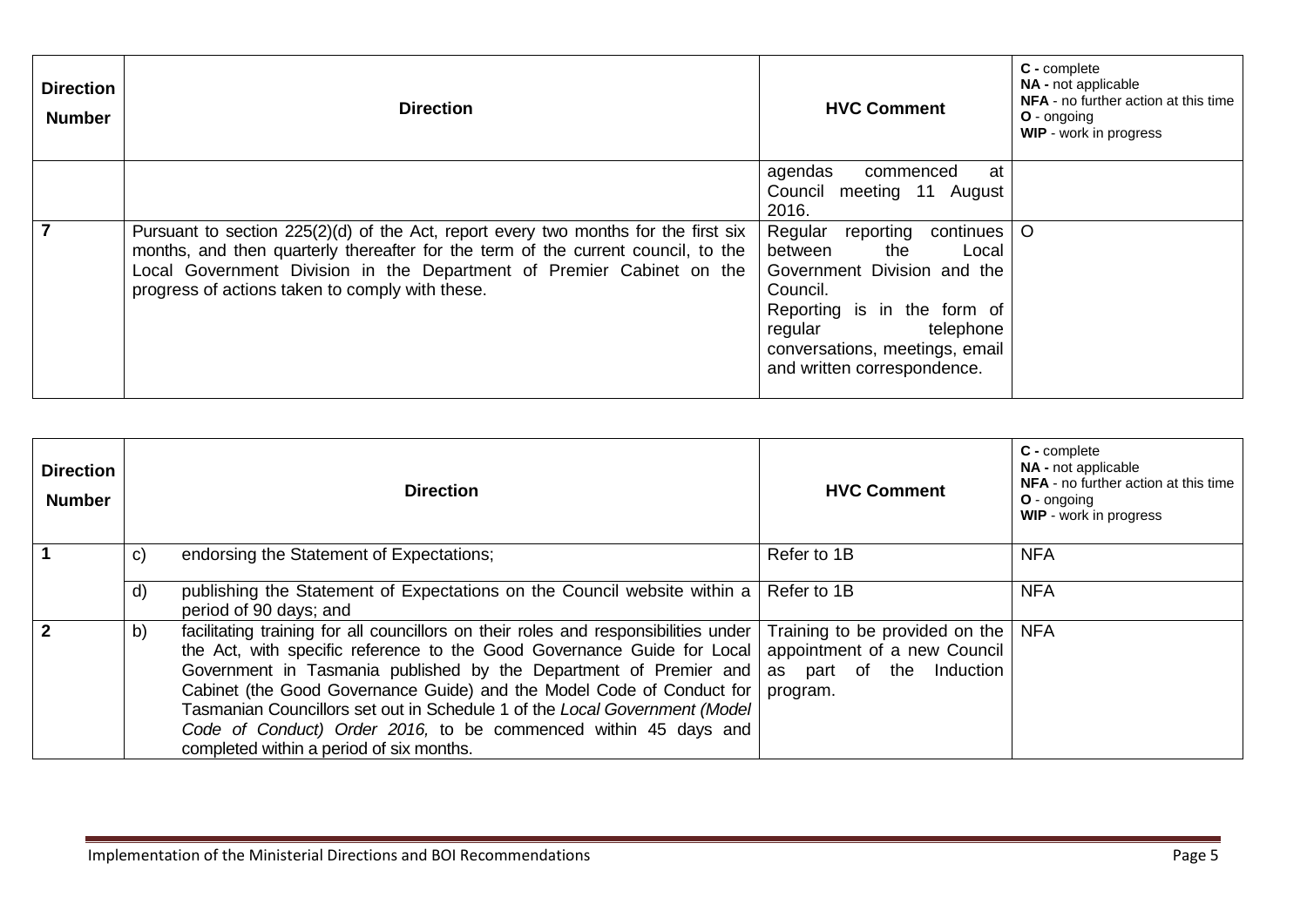| Direction Number | Direction | HVC Comment | C - complete<br>NA - not applicable<br>NFA - no further action at this time<br>O - ongoing<br>WIP - work in progress |
|---|---|---|---|
| | | agendas commenced at Council meeting 11 August 2016. | |
| 7 | Pursuant to section 225(2)(d) of the Act, report every two months for the first six months, and then quarterly thereafter for the term of the current council, to the Local Government Division in the Department of Premier Cabinet on the progress of actions taken to comply with these. | Regular reporting continues between the Local Government Division and the Council.<br>Reporting is in the form of regular telephone conversations, meetings, email and written correspondence. | O |

| Direction Number | Direction | HVC Comment | C - complete<br>NA - not applicable<br>NFA - no further action at this time<br>O - ongoing<br>WIP - work in progress |
|---|---|---|---|
| 1 | c) endorsing the Statement of Expectations; | Refer to 1B | NFA |
| | d) publishing the Statement of Expectations on the Council website within a period of 90 days; and | Refer to 1B | NFA |
| 2 | b) facilitating training for all councillors on their roles and responsibilities under the Act, with specific reference to the Good Governance Guide for Local Government in Tasmania published by the Department of Premier and Cabinet (the Good Governance Guide) and the Model Code of Conduct for Tasmanian Councillors set out in Schedule 1 of the *Local Government (Model Code of Conduct) Order 2016,* to be commenced within 45 days and completed within a period of six months. | Training to be provided on the appointment of a new Council as part of the Induction program. | NFA |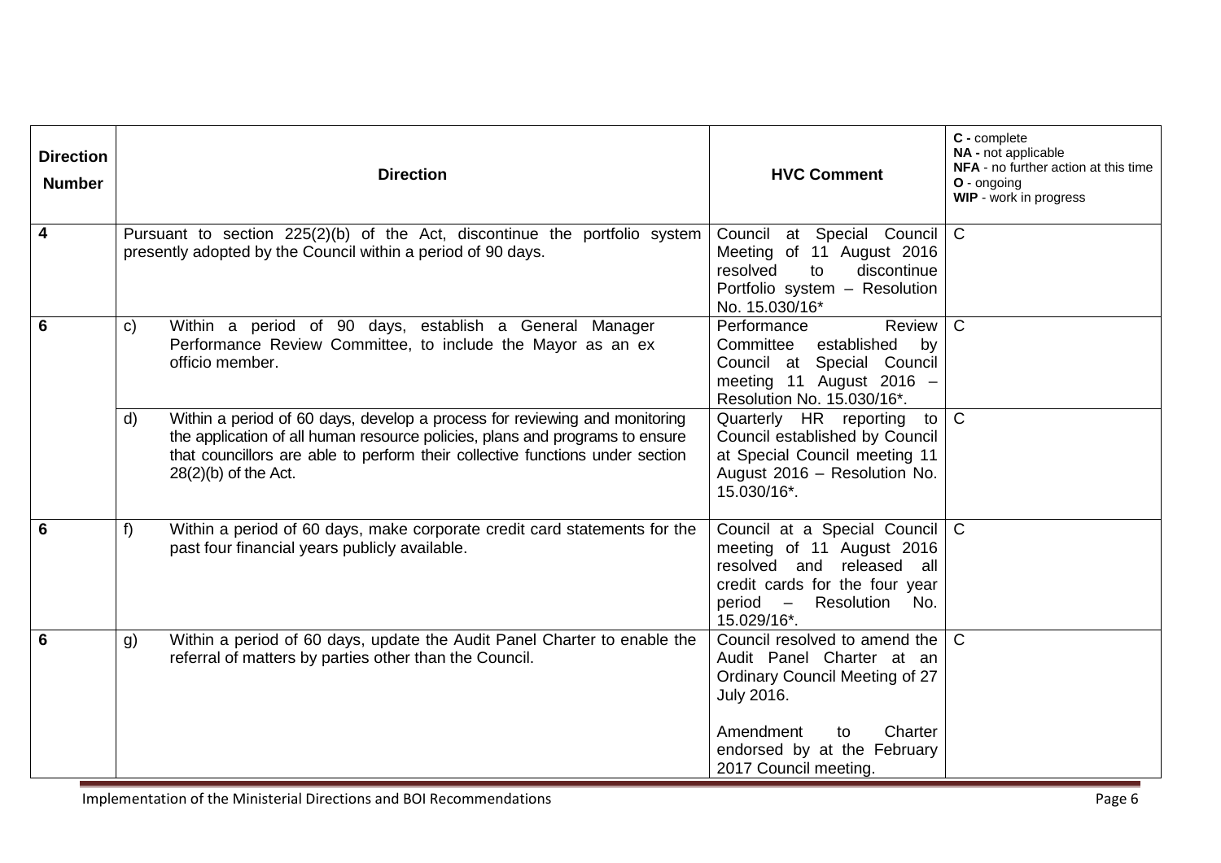| Direction Number | Direction | HVC Comment | C - complete<br>NA - not applicable<br>NFA - no further action at this time<br>O - ongoing<br>WIP - work in progress |
|---|---|---|---|
| 4 | Pursuant to section 225(2)(b) of the Act, discontinue the portfolio system presently adopted by the Council within a period of 90 days. | Council at Special Council Meeting of 11 August 2016 resolved to discontinue Portfolio system – Resolution No. 15.030/16* | C |
| 6 | c) Within a period of 90 days, establish a General Manager Performance Review Committee, to include the Mayor as an ex officio member. | Performance Review Committee established by Council at Special Council meeting 11 August 2016 – Resolution No. 15.030/16*. | C |
| | d) Within a period of 60 days, develop a process for reviewing and monitoring the application of all human resource policies, plans and programs to ensure that councillors are able to perform their collective functions under section 28(2)(b) of the Act. | Quarterly HR reporting to Council established by Council at Special Council meeting 11 August 2016 – Resolution No. 15.030/16*. | C |
| 6 | f) Within a period of 60 days, make corporate credit card statements for the past four financial years publicly available. | Council at a Special Council meeting of 11 August 2016 resolved and released all credit cards for the four year period – Resolution No. 15.029/16*. | C |
| 6 | g) Within a period of 60 days, update the Audit Panel Charter to enable the referral of matters by parties other than the Council. | Council resolved to amend the Audit Panel Charter at an Ordinary Council Meeting of 27 July 2016.<br><br>Amendment to Charter endorsed by at the February 2017 Council meeting. | C |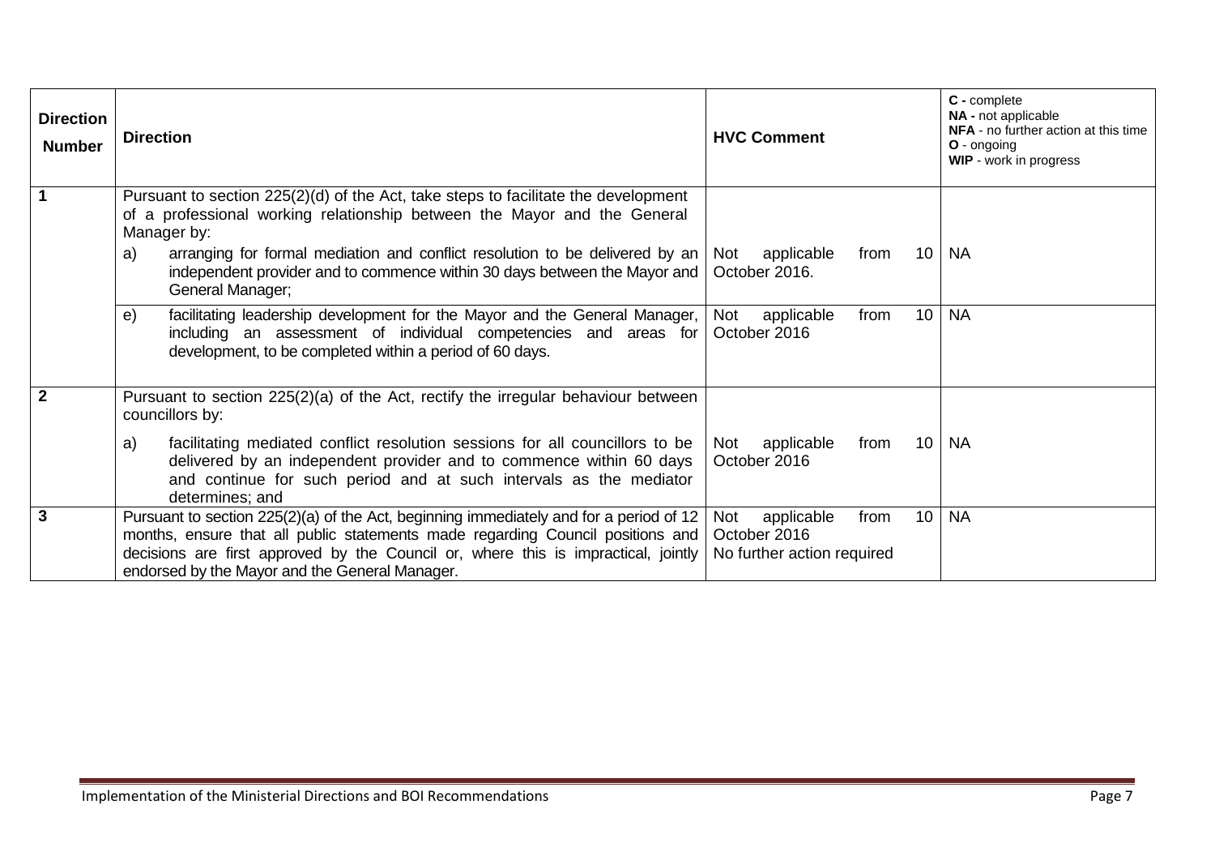| Direction Number | Direction | HVC Comment | **C -** complete<br>**NA -** not applicable<br>**NFA** - no further action at this time<br>**O** - ongoing<br>**WIP** - work in progress |
|---|---|---|---|
| **1** | Pursuant to section 225(2)(d) of the Act, take steps to facilitate the development of a professional working relationship between the Mayor and the General Manager by:<br>a) arranging for formal mediation and conflict resolution to be delivered by an independent provider and to commence within 30 days between the Mayor and General Manager; | Not applicable from 10 October 2016. | NA |
| | e) facilitating leadership development for the Mayor and the General Manager, including an assessment of individual competencies and areas for development, to be completed within a period of 60 days. | Not applicable from 10 October 2016 | NA |
| **2** | Pursuant to section 225(2)(a) of the Act, rectify the irregular behaviour between councillors by:<br>a) facilitating mediated conflict resolution sessions for all councillors to be delivered by an independent provider and to commence within 60 days and continue for such period and at such intervals as the mediator determines; and | Not applicable from 10 October 2016 | NA |
| **3** | Pursuant to section 225(2)(a) of the Act, beginning immediately and for a period of 12 months, ensure that all public statements made regarding Council positions and decisions are first approved by the Council or, where this is impractical, jointly endorsed by the Mayor and the General Manager. | Not applicable from 10 October 2016<br>No further action required | NA |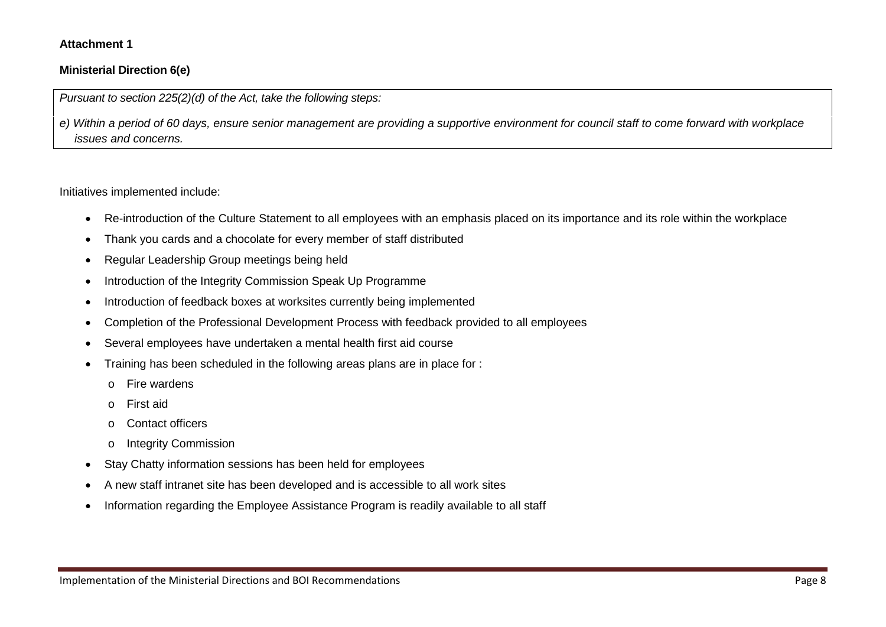**Attachment 1**

**Ministerial Direction 6(e)**

*Pursuant to section 225(2)(d) of the Act, take the following steps:*

*e) Within a period of 60 days, ensure senior management are providing a supportive environment for council staff to come forward with workplace issues and concerns.*

Initiatives implemented include:

- Re-introduction of the Culture Statement to all employees with an emphasis placed on its importance and its role within the workplace
- Thank you cards and a chocolate for every member of staff distributed
- Regular Leadership Group meetings being held
- Introduction of the Integrity Commission Speak Up Programme
- Introduction of feedback boxes at worksites currently being implemented
- Completion of the Professional Development Process with feedback provided to all employees
- Several employees have undertaken a mental health first aid course
- Training has been scheduled in the following areas plans are in place for :
  - Fire wardens
  - First aid
  - Contact officers
  - Integrity Commission
- Stay Chatty information sessions has been held for employees
- A new staff intranet site has been developed and is accessible to all work sites
- Information regarding the Employee Assistance Program is readily available to all staff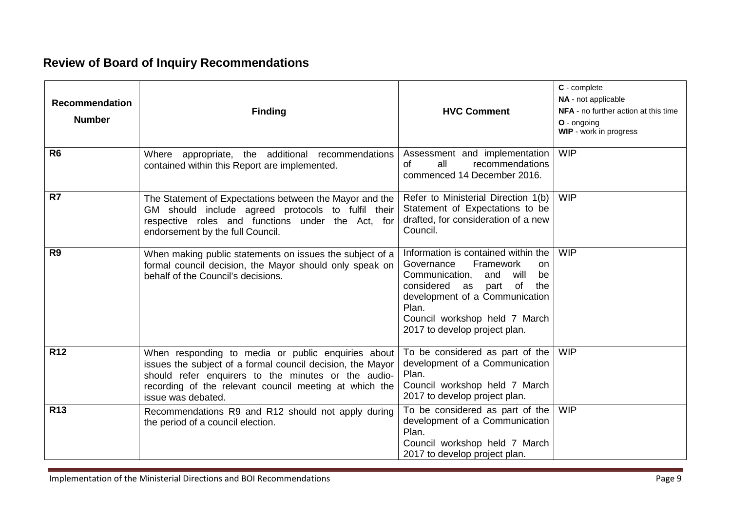## Review of Board of Inquiry Recommendations

| Recommendation Number | Finding | HVC Comment | C - complete<br>NA - not applicable<br>NFA - no further action at this time<br>O - ongoing<br>WIP - work in progress |
|---|---|---|---|
| R6 | Where appropriate, the additional recommendations contained within this Report are implemented. | Assessment and implementation of all recommendations commenced 14 December 2016. | WIP |
| R7 | The Statement of Expectations between the Mayor and the GM should include agreed protocols to fulfil their respective roles and functions under the Act, for endorsement by the full Council. | Refer to Ministerial Direction 1(b) Statement of Expectations to be drafted, for consideration of a new Council. | WIP |
| R9 | When making public statements on issues the subject of a formal council decision, the Mayor should only speak on behalf of the Council's decisions. | Information is contained within the Governance Framework on Communication, and will be considered as part of the development of a Communication Plan.<br>Council workshop held 7 March 2017 to develop project plan. | WIP |
| R12 | When responding to media or public enquiries about issues the subject of a formal council decision, the Mayor should refer enquirers to the minutes or the audio-recording of the relevant council meeting at which the issue was debated. | To be considered as part of the development of a Communication Plan.<br>Council workshop held 7 March 2017 to develop project plan. | WIP |
| R13 | Recommendations R9 and R12 should not apply during the period of a council election. | To be considered as part of the development of a Communication Plan.<br>Council workshop held 7 March 2017 to develop project plan. | WIP |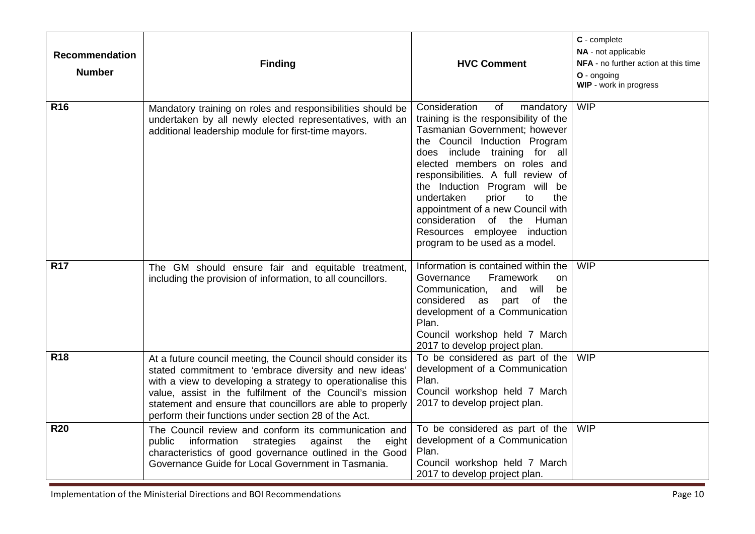| Recommendation Number | Finding | HVC Comment | **C** - complete<br>**NA** - not applicable<br>**NFA** - no further action at this time<br>**O** - ongoing<br>**WIP** - work in progress |
|---|---|---|---|
| **R16** | Mandatory training on roles and responsibilities should be undertaken by all newly elected representatives, with an additional leadership module for first-time mayors. | Consideration of mandatory training is the responsibility of the Tasmanian Government; however the Council Induction Program does include training for all elected members on roles and responsibilities. A full review of the Induction Program will be undertaken prior to the appointment of a new Council with consideration of the Human Resources employee induction program to be used as a model. | WIP |
| **R17** | The GM should ensure fair and equitable treatment, including the provision of information, to all councillors. | Information is contained within the Governance Framework on Communication, and will be considered as part of the development of a Communication Plan.<br>Council workshop held 7 March 2017 to develop project plan. | WIP |
| **R18** | At a future council meeting, the Council should consider its stated commitment to 'embrace diversity and new ideas' with a view to developing a strategy to operationalise this value, assist in the fulfilment of the Council's mission statement and ensure that councillors are able to properly perform their functions under section 28 of the Act. | To be considered as part of the development of a Communication Plan.<br>Council workshop held 7 March 2017 to develop project plan. | WIP |
| **R20** | The Council review and conform its communication and public information strategies against the eight characteristics of good governance outlined in the Good Governance Guide for Local Government in Tasmania. | To be considered as part of the development of a Communication Plan.<br>Council workshop held 7 March 2017 to develop project plan. | WIP |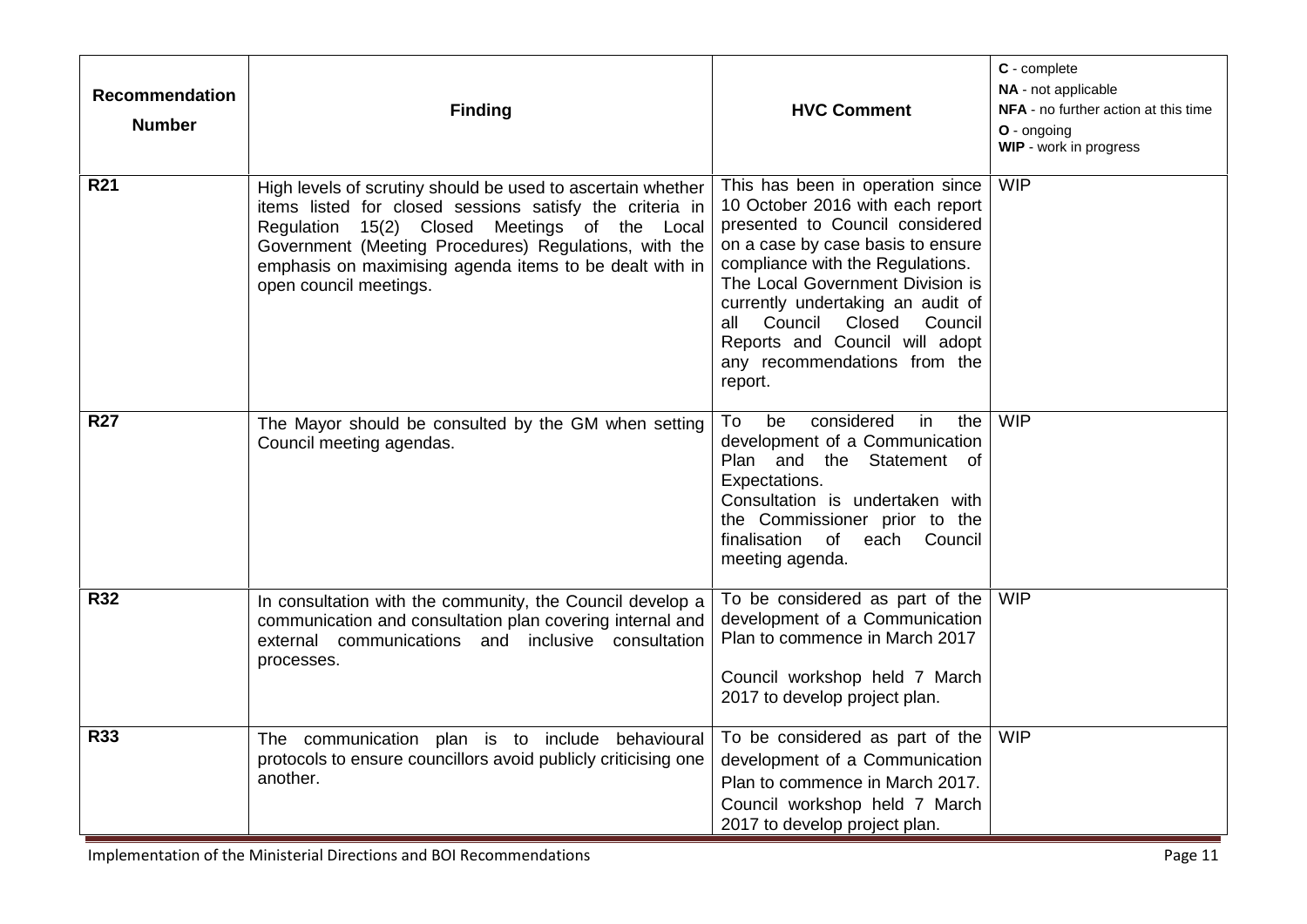| Recommendation Number | Finding | HVC Comment | **C** - complete<br>**NA** - not applicable<br>**NFA** - no further action at this time<br>**O** - ongoing<br>**WIP** - work in progress |
|---|---|---|---|
| **R21** | High levels of scrutiny should be used to ascertain whether items listed for closed sessions satisfy the criteria in Regulation 15(2) Closed Meetings of the Local Government (Meeting Procedures) Regulations, with the emphasis on maximising agenda items to be dealt with in open council meetings. | This has been in operation since 10 October 2016 with each report presented to Council considered on a case by case basis to ensure compliance with the Regulations. The Local Government Division is currently undertaking an audit of all Council Closed Council Reports and Council will adopt any recommendations from the report. | WIP |
| **R27** | The Mayor should be consulted by the GM when setting Council meeting agendas. | To be considered in the development of a Communication Plan and the Statement of Expectations.<br>Consultation is undertaken with the Commissioner prior to the finalisation of each Council meeting agenda. | WIP |
| **R32** | In consultation with the community, the Council develop a communication and consultation plan covering internal and external communications and inclusive consultation processes. | To be considered as part of the development of a Communication Plan to commence in March 2017<br><br>Council workshop held 7 March 2017 to develop project plan. | WIP |
| **R33** | The communication plan is to include behavioural protocols to ensure councillors avoid publicly criticising one another. | To be considered as part of the development of a Communication Plan to commence in March 2017. Council workshop held 7 March 2017 to develop project plan. | WIP |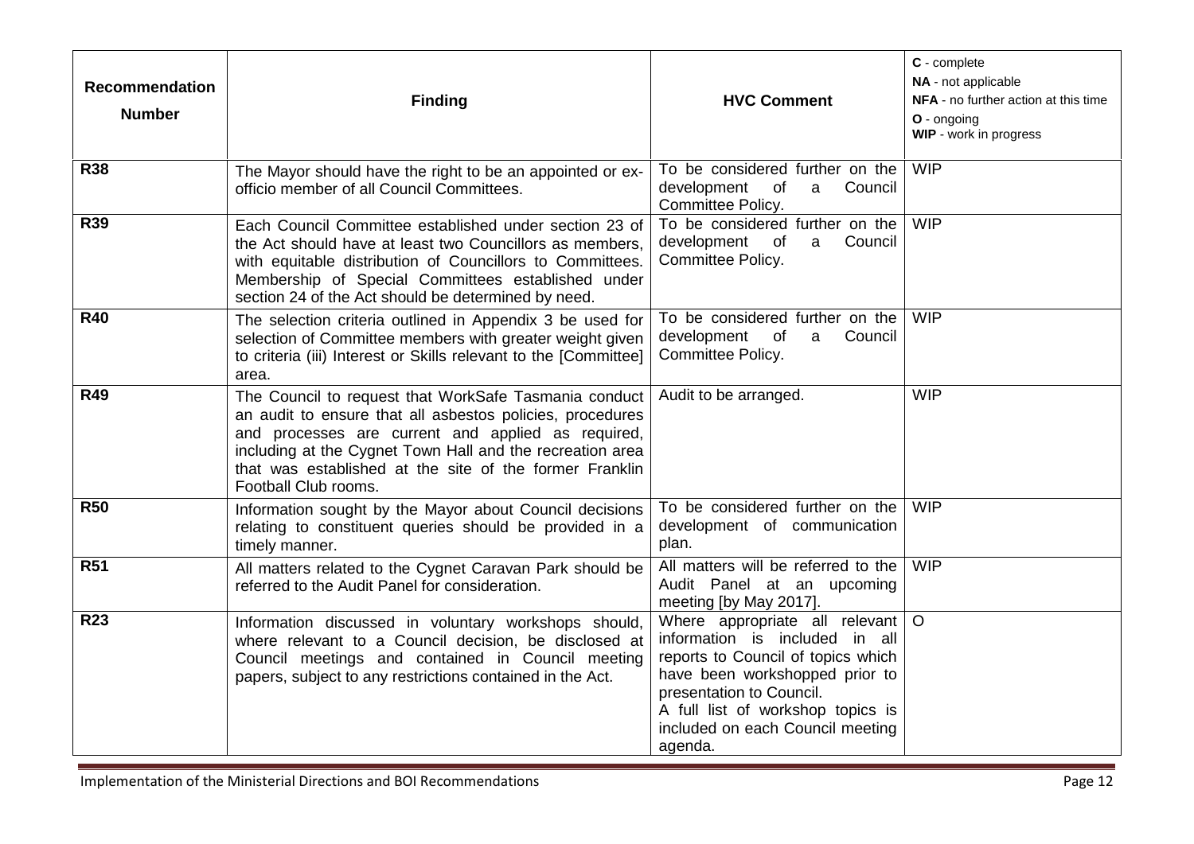| Recommendation Number | Finding | HVC Comment | **C** - complete<br>**NA** - not applicable<br>**NFA** - no further action at this time<br>**O** - ongoing<br>**WIP** - work in progress |
|---|---|---|---|
| **R38** | The Mayor should have the right to be an appointed or ex-officio member of all Council Committees. | To be considered further on the development of a Council Committee Policy. | WIP |
| **R39** | Each Council Committee established under section 23 of the Act should have at least two Councillors as members, with equitable distribution of Councillors to Committees. Membership of Special Committees established under section 24 of the Act should be determined by need. | To be considered further on the development of a Council Committee Policy. | WIP |
| **R40** | The selection criteria outlined in Appendix 3 be used for selection of Committee members with greater weight given to criteria (iii) Interest or Skills relevant to the [Committee] area. | To be considered further on the development of a Council Committee Policy. | WIP |
| **R49** | The Council to request that WorkSafe Tasmania conduct an audit to ensure that all asbestos policies, procedures and processes are current and applied as required, including at the Cygnet Town Hall and the recreation area that was established at the site of the former Franklin Football Club rooms. | Audit to be arranged. | WIP |
| **R50** | Information sought by the Mayor about Council decisions relating to constituent queries should be provided in a timely manner. | To be considered further on the development of communication plan. | WIP |
| **R51** | All matters related to the Cygnet Caravan Park should be referred to the Audit Panel for consideration. | All matters will be referred to the Audit Panel at an upcoming meeting [by May 2017]. | WIP |
| **R23** | Information discussed in voluntary workshops should, where relevant to a Council decision, be disclosed at Council meetings and contained in Council meeting papers, subject to any restrictions contained in the Act. | Where appropriate all relevant information is included in all reports to Council of topics which have been workshopped prior to presentation to Council.<br>A full list of workshop topics is included on each Council meeting agenda. | O |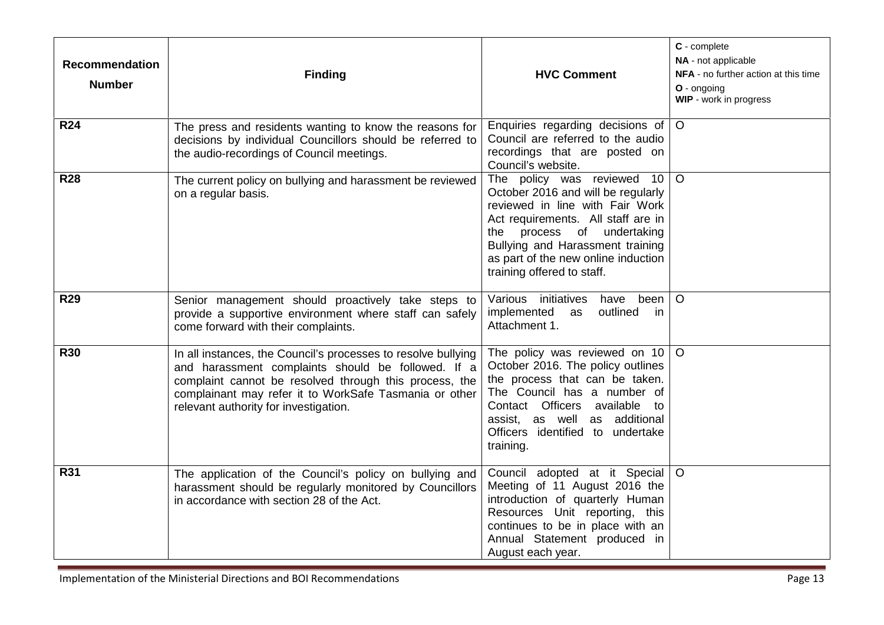| Recommendation Number | Finding | HVC Comment | **C** - complete<br>**NA** - not applicable<br>**NFA** - no further action at this time<br>**O** - ongoing<br>**WIP** - work in progress |
|---|---|---|---|
| **R24** | The press and residents wanting to know the reasons for decisions by individual Councillors should be referred to the audio-recordings of Council meetings. | Enquiries regarding decisions of Council are referred to the audio recordings that are posted on Council's website. | O |
| **R28** | The current policy on bullying and harassment be reviewed on a regular basis. | The policy was reviewed 10 October 2016 and will be regularly reviewed in line with Fair Work Act requirements. All staff are in the process of undertaking Bullying and Harassment training as part of the new online induction training offered to staff. | O |
| **R29** | Senior management should proactively take steps to provide a supportive environment where staff can safely come forward with their complaints. | Various initiatives have been implemented as outlined in Attachment 1. | O |
| **R30** | In all instances, the Council's processes to resolve bullying and harassment complaints should be followed. If a complaint cannot be resolved through this process, the complainant may refer it to WorkSafe Tasmania or other relevant authority for investigation. | The policy was reviewed on 10 October 2016. The policy outlines the process that can be taken. The Council has a number of Contact Officers available to assist, as well as additional Officers identified to undertake training. | O |
| **R31** | The application of the Council's policy on bullying and harassment should be regularly monitored by Councillors in accordance with section 28 of the Act. | Council adopted at it Special Meeting of 11 August 2016 the introduction of quarterly Human Resources Unit reporting, this continues to be in place with an Annual Statement produced in August each year. | O |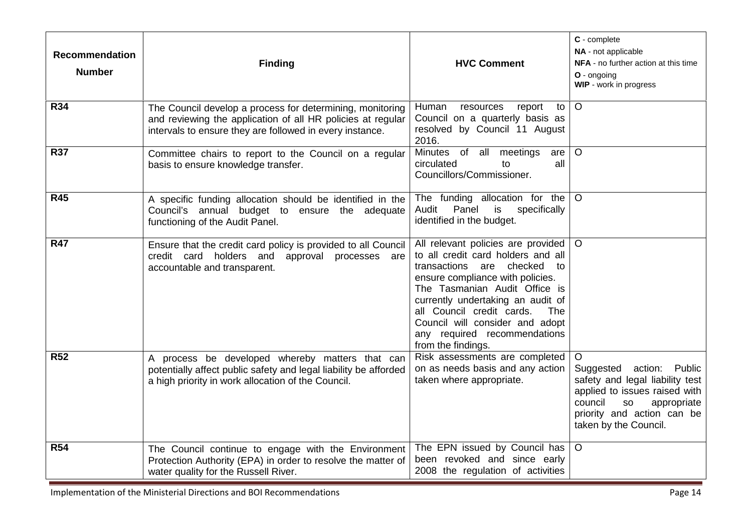| Recommendation Number | Finding | HVC Comment | **C** - complete<br>**NA** - not applicable<br>**NFA** - no further action at this time<br>**O** - ongoing<br>**WIP** - work in progress |
|---|---|---|---|
| **R34** | The Council develop a process for determining, monitoring and reviewing the application of all HR policies at regular intervals to ensure they are followed in every instance. | Human resources report to Council on a quarterly basis as resolved by Council 11 August 2016. | O |
| **R37** | Committee chairs to report to the Council on a regular basis to ensure knowledge transfer. | Minutes of all meetings are circulated to all Councillors/Commissioner. | O |
| **R45** | A specific funding allocation should be identified in the Council's annual budget to ensure the adequate functioning of the Audit Panel. | The funding allocation for the Audit Panel is specifically identified in the budget. | O |
| **R47** | Ensure that the credit card policy is provided to all Council credit card holders and approval processes are accountable and transparent. | All relevant policies are provided to all credit card holders and all transactions are checked to ensure compliance with policies. The Tasmanian Audit Office is currently undertaking an audit of all Council credit cards. The Council will consider and adopt any required recommendations from the findings. | O |
| **R52** | A process be developed whereby matters that can potentially affect public safety and legal liability be afforded a high priority in work allocation of the Council. | Risk assessments are completed on as needs basis and any action taken where appropriate. | O<br>Suggested action: Public safety and legal liability test applied to issues raised with council so appropriate priority and action can be taken by the Council. |
| **R54** | The Council continue to engage with the Environment Protection Authority (EPA) in order to resolve the matter of water quality for the Russell River. | The EPN issued by Council has been revoked and since early 2008 the regulation of activities | O |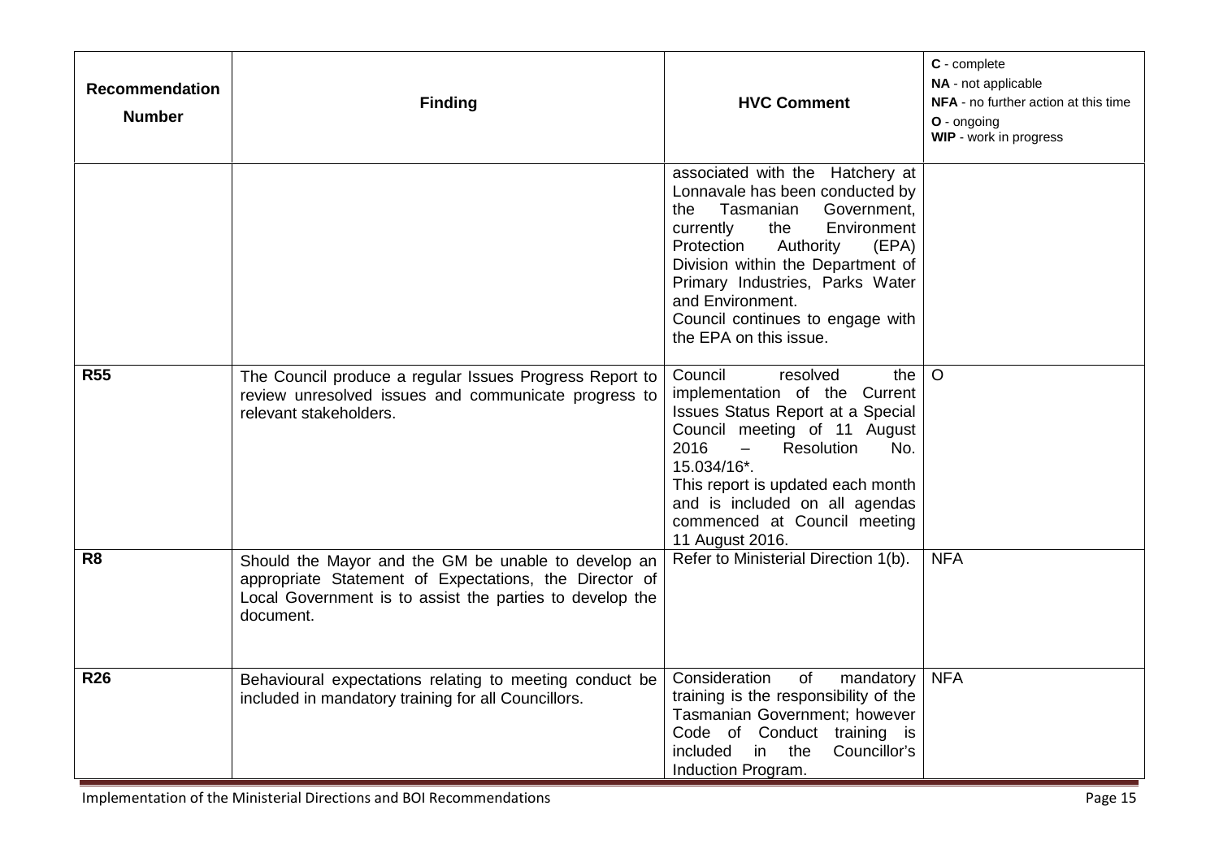| Recommendation Number | Finding | HVC Comment | **C** - complete<br>**NA** - not applicable<br>**NFA** - no further action at this time<br>**O** - ongoing<br>**WIP** - work in progress |
|---|---|---|---|
| | | associated with the Hatchery at Lonnavale has been conducted by the Tasmanian Government, currently the Environment Protection Authority (EPA) Division within the Department of Primary Industries, Parks Water and Environment.<br>Council continues to engage with the EPA on this issue. | |
| **R55** | The Council produce a regular Issues Progress Report to review unresolved issues and communicate progress to relevant stakeholders. | Council resolved the implementation of the Current Issues Status Report at a Special Council meeting of 11 August 2016 – Resolution No. 15.034/16*.<br>This report is updated each month and is included on all agendas commenced at Council meeting 11 August 2016. | O |
| **R8** | Should the Mayor and the GM be unable to develop an appropriate Statement of Expectations, the Director of Local Government is to assist the parties to develop the document. | Refer to Ministerial Direction 1(b). | NFA |
| **R26** | Behavioural expectations relating to meeting conduct be included in mandatory training for all Councillors. | Consideration of mandatory training is the responsibility of the Tasmanian Government; however Code of Conduct training is included in the Councillor's Induction Program. | NFA |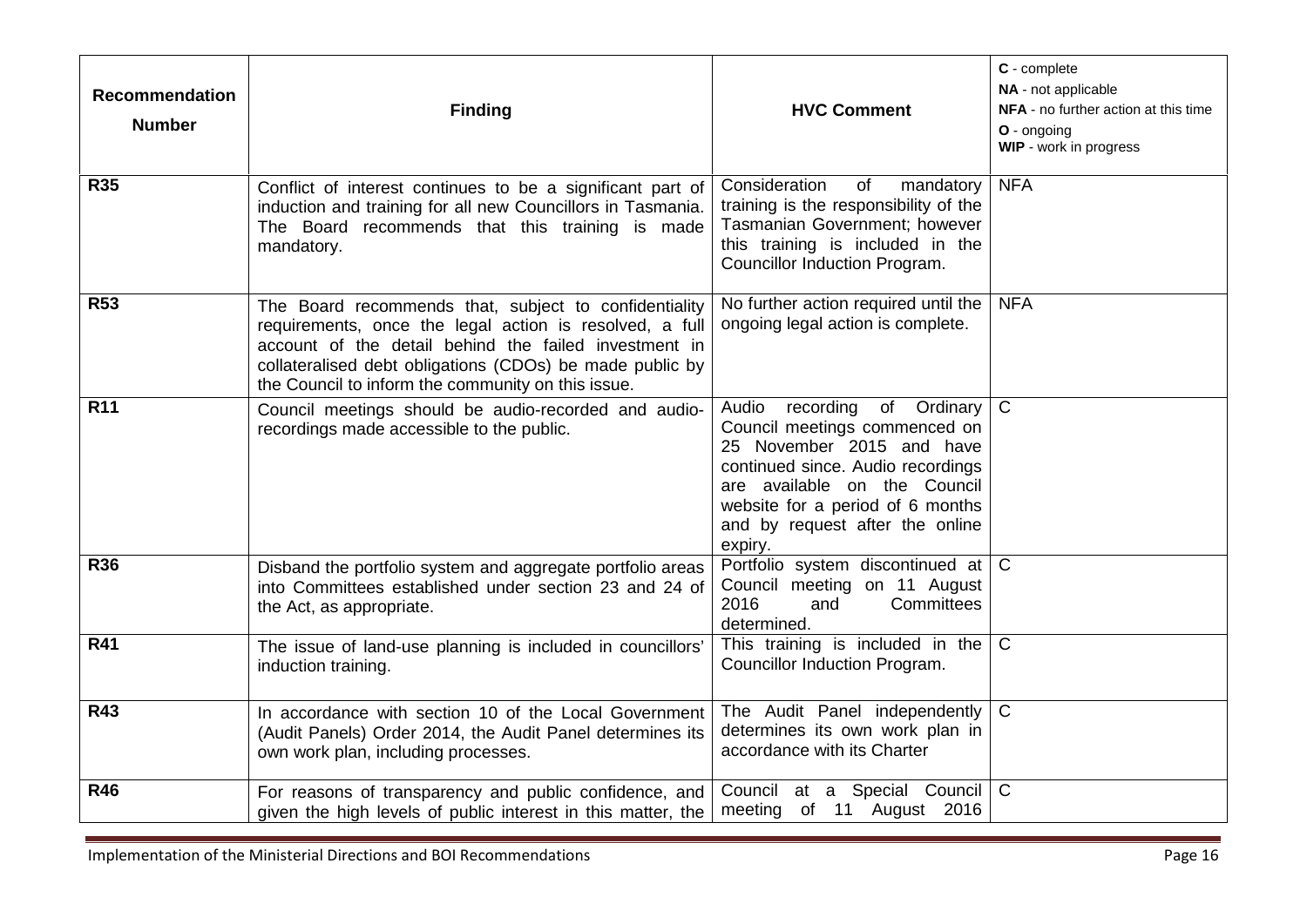| Recommendation Number | Finding | HVC Comment | **C** - complete<br>**NA** - not applicable<br>**NFA** - no further action at this time<br>**O** - ongoing<br>**WIP** - work in progress |
|---|---|---|---|
| **R35** | Conflict of interest continues to be a significant part of induction and training for all new Councillors in Tasmania. The Board recommends that this training is made mandatory. | Consideration of mandatory training is the responsibility of the Tasmanian Government; however this training is included in the Councillor Induction Program. | NFA |
| **R53** | The Board recommends that, subject to confidentiality requirements, once the legal action is resolved, a full account of the detail behind the failed investment in collateralised debt obligations (CDOs) be made public by the Council to inform the community on this issue. | No further action required until the ongoing legal action is complete. | NFA |
| **R11** | Council meetings should be audio-recorded and audio-recordings made accessible to the public. | Audio recording of Ordinary Council meetings commenced on 25 November 2015 and have continued since. Audio recordings are available on the Council website for a period of 6 months and by request after the online expiry. | C |
| **R36** | Disband the portfolio system and aggregate portfolio areas into Committees established under section 23 and 24 of the Act, as appropriate. | Portfolio system discontinued at Council meeting on 11 August 2016 and Committees determined. | C |
| **R41** | The issue of land-use planning is included in councillors' induction training. | This training is included in the Councillor Induction Program. | C |
| **R43** | In accordance with section 10 of the Local Government (Audit Panels) Order 2014, the Audit Panel determines its own work plan, including processes. | The Audit Panel independently determines its own work plan in accordance with its Charter | C |
| **R46** | For reasons of transparency and public confidence, and given the high levels of public interest in this matter, the | Council at a Special Council meeting of 11 August 2016 | C |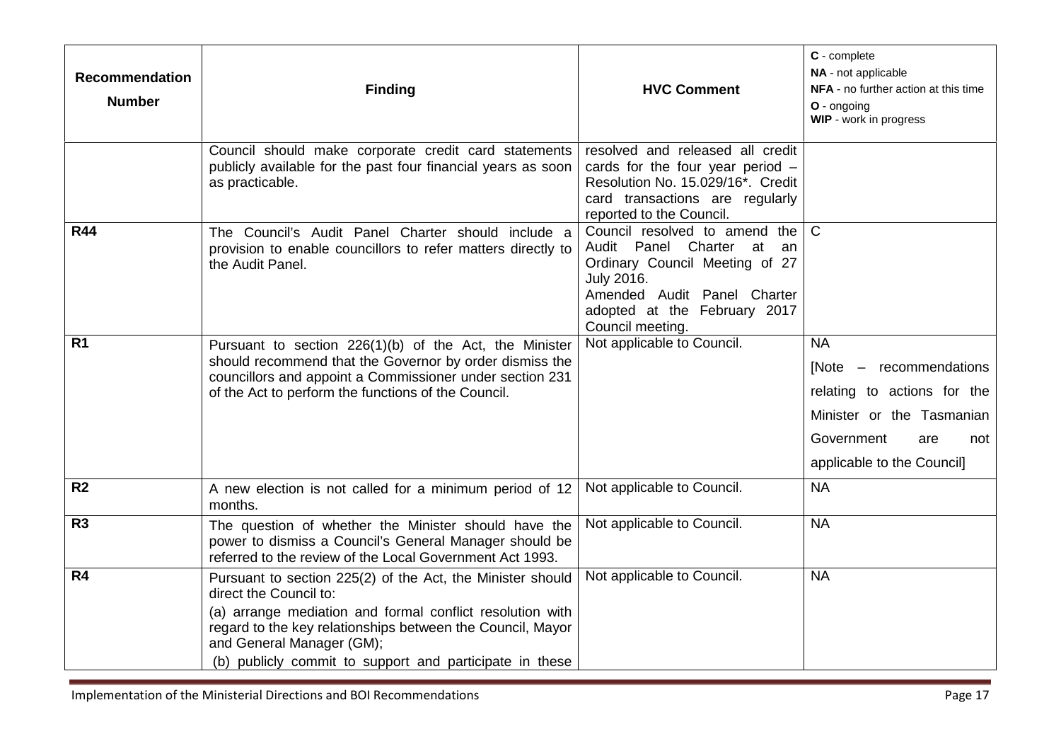| Recommendation Number | Finding | HVC Comment | **C** - complete **NA** - not applicable **NFA** - no further action at this time **O** - ongoing **WIP** - work in progress |
|---|---|---|---|
| | Council should make corporate credit card statements publicly available for the past four financial years as soon as practicable. | resolved and released all credit cards for the four year period – Resolution No. 15.029/16*. Credit card transactions are regularly reported to the Council. | |
| **R44** | The Council's Audit Panel Charter should include a provision to enable councillors to refer matters directly to the Audit Panel. | Council resolved to amend the Audit Panel Charter at an Ordinary Council Meeting of 27 July 2016. Amended Audit Panel Charter adopted at the February 2017 Council meeting. | C |
| **R1** | Pursuant to section 226(1)(b) of the Act, the Minister should recommend that the Governor by order dismiss the councillors and appoint a Commissioner under section 231 of the Act to perform the functions of the Council. | Not applicable to Council. | NA [Note – recommendations relating to actions for the Minister or the Tasmanian Government are not applicable to the Council] |
| **R2** | A new election is not called for a minimum period of 12 months. | Not applicable to Council. | NA |
| **R3** | The question of whether the Minister should have the power to dismiss a Council's General Manager should be referred to the review of the Local Government Act 1993. | Not applicable to Council. | NA |
| **R4** | Pursuant to section 225(2) of the Act, the Minister should direct the Council to: (a) arrange mediation and formal conflict resolution with regard to the key relationships between the Council, Mayor and General Manager (GM); (b) publicly commit to support and participate in these | Not applicable to Council. | NA |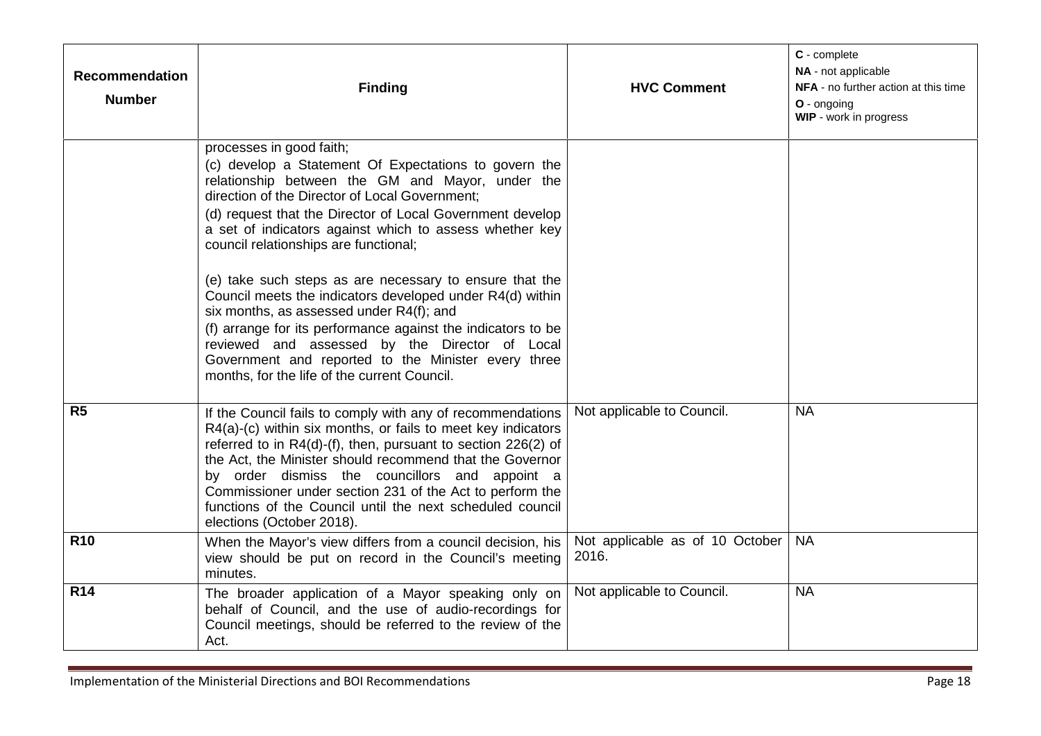| Recommendation Number | Finding | HVC Comment | **C** - complete<br>**NA** - not applicable<br>**NFA** - no further action at this time<br>**O** - ongoing<br>**WIP** - work in progress |
|---|---|---|---|
| | processes in good faith;<br>(c) develop a Statement Of Expectations to govern the relationship between the GM and Mayor, under the direction of the Director of Local Government;<br>(d) request that the Director of Local Government develop a set of indicators against which to assess whether key council relationships are functional;<br><br>(e) take such steps as are necessary to ensure that the Council meets the indicators developed under R4(d) within six months, as assessed under R4(f); and<br>(f) arrange for its performance against the indicators to be reviewed and assessed by the Director of Local Government and reported to the Minister every three months, for the life of the current Council. | | |
| **R5** | If the Council fails to comply with any of recommendations R4(a)-(c) within six months, or fails to meet key indicators referred to in R4(d)-(f), then, pursuant to section 226(2) of the Act, the Minister should recommend that the Governor by order dismiss the councillors and appoint a Commissioner under section 231 of the Act to perform the functions of the Council until the next scheduled council elections (October 2018). | Not applicable to Council. | NA |
| **R10** | When the Mayor's view differs from a council decision, his view should be put on record in the Council's meeting minutes. | Not applicable as of 10 October 2016. | NA |
| **R14** | The broader application of a Mayor speaking only on behalf of Council, and the use of audio-recordings for Council meetings, should be referred to the review of the Act. | Not applicable to Council. | NA |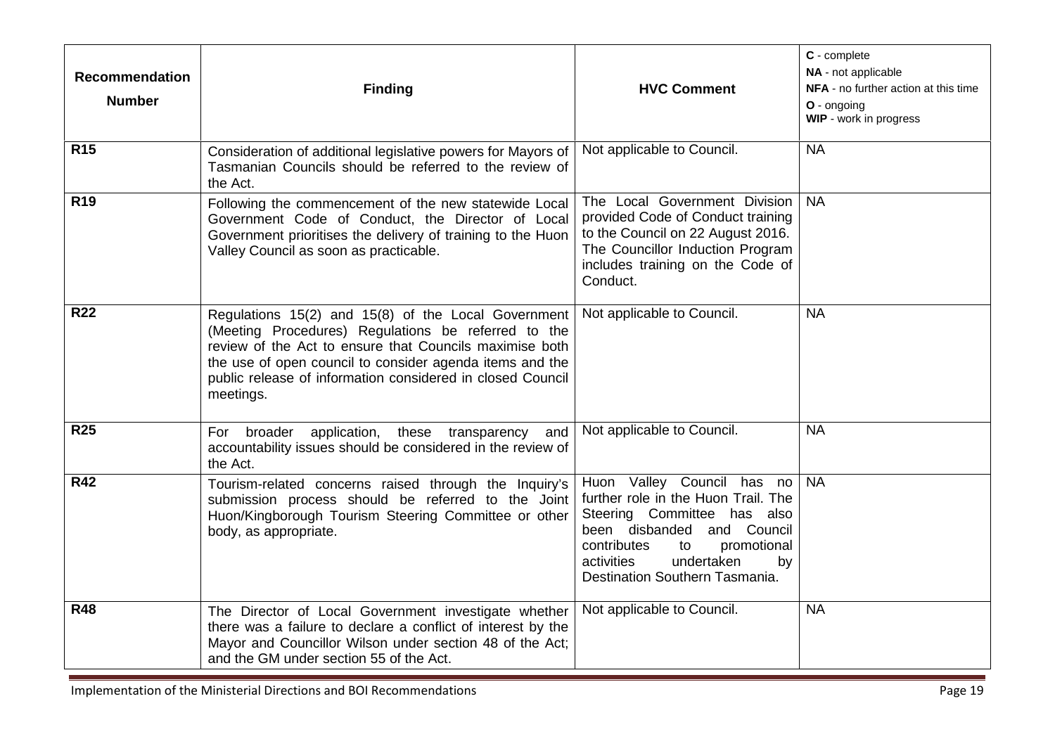| Recommendation Number | Finding | HVC Comment | **C** - complete<br>**NA** - not applicable<br>**NFA** - no further action at this time<br>**O** - ongoing<br>**WIP** - work in progress |
|---|---|---|---|
| **R15** | Consideration of additional legislative powers for Mayors of Tasmanian Councils should be referred to the review of the Act. | Not applicable to Council. | NA |
| **R19** | Following the commencement of the new statewide Local Government Code of Conduct, the Director of Local Government prioritises the delivery of training to the Huon Valley Council as soon as practicable. | The Local Government Division provided Code of Conduct training to the Council on 22 August 2016. The Councillor Induction Program includes training on the Code of Conduct. | NA |
| **R22** | Regulations 15(2) and 15(8) of the Local Government (Meeting Procedures) Regulations be referred to the review of the Act to ensure that Councils maximise both the use of open council to consider agenda items and the public release of information considered in closed Council meetings. | Not applicable to Council. | NA |
| **R25** | For broader application, these transparency and accountability issues should be considered in the review of the Act. | Not applicable to Council. | NA |
| **R42** | Tourism-related concerns raised through the Inquiry's submission process should be referred to the Joint Huon/Kingborough Tourism Steering Committee or other body, as appropriate. | Huon Valley Council has no further role in the Huon Trail. The Steering Committee has also been disbanded and Council contributes to promotional activities undertaken by Destination Southern Tasmania. | NA |
| **R48** | The Director of Local Government investigate whether there was a failure to declare a conflict of interest by the Mayor and Councillor Wilson under section 48 of the Act; and the GM under section 55 of the Act. | Not applicable to Council. | NA |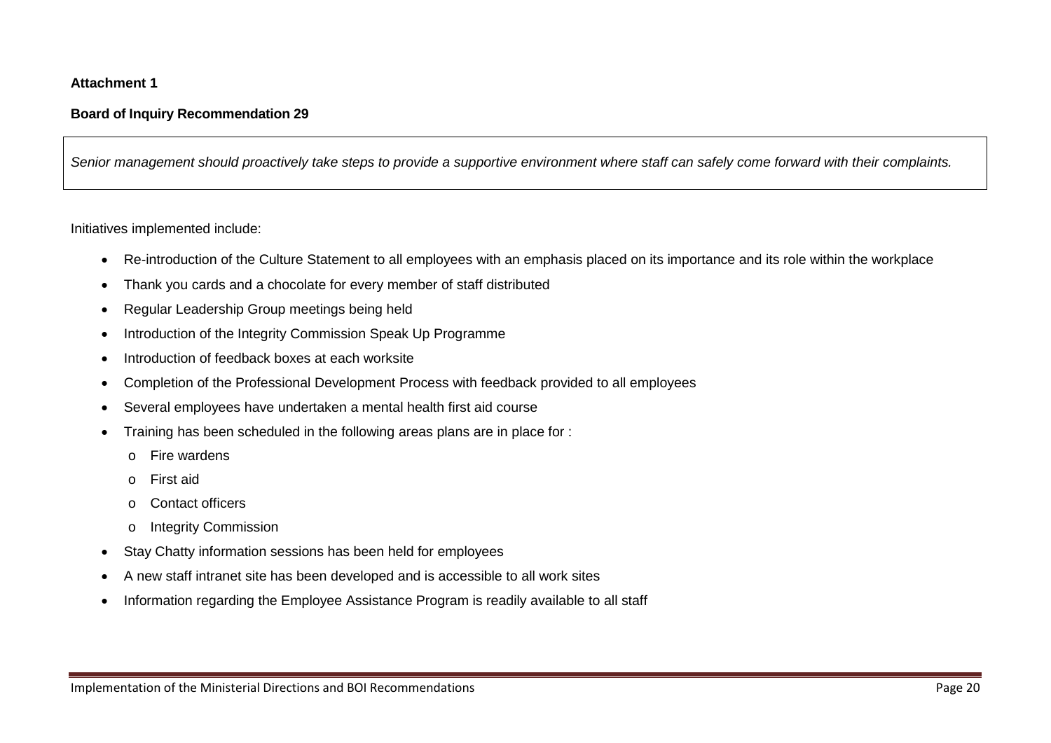**Attachment 1**

**Board of Inquiry Recommendation 29**

*Senior management should proactively take steps to provide a supportive environment where staff can safely come forward with their complaints.*

Initiatives implemented include:

- Re-introduction of the Culture Statement to all employees with an emphasis placed on its importance and its role within the workplace
- Thank you cards and a chocolate for every member of staff distributed
- Regular Leadership Group meetings being held
- Introduction of the Integrity Commission Speak Up Programme
- Introduction of feedback boxes at each worksite
- Completion of the Professional Development Process with feedback provided to all employees
- Several employees have undertaken a mental health first aid course
- Training has been scheduled in the following areas plans are in place for :
  - Fire wardens
  - First aid
  - Contact officers
  - Integrity Commission
- Stay Chatty information sessions has been held for employees
- A new staff intranet site has been developed and is accessible to all work sites
- Information regarding the Employee Assistance Program is readily available to all staff